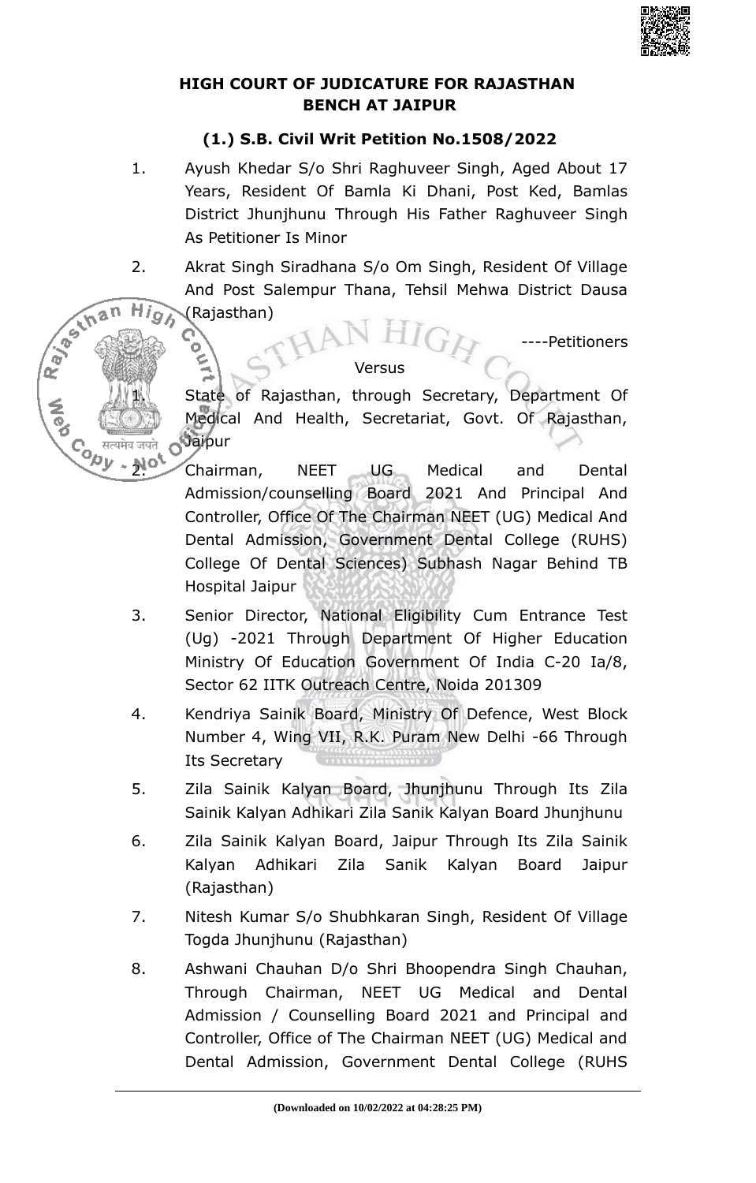**HIGH COURT OF JUDICATURE FOR RAJASTHAN BENCH AT JAIPUR**

**(1.) S.B. Civil Writ Petition No.1508/2022**

1. Ayush Khedar S/o Shri Raghuveer Singh, Aged About 17 Years, Resident Of Bamla Ki Dhani, Post Ked, Bamlas District Jhunjhunu Through His Father Raghuveer Singh As Petitioner Is Minor

2. Akrat Singh Siradhana S/o Om Singh, Resident Of Village And Post Salempur Thana, Tehsil Mehwa District Dausa (Rajasthan)

----Petitioners

Versus

1. State of Rajasthan, through Secretary, Department Of Medical And Health, Secretariat, Govt. Of Rajasthan, Jaipur

2. Chairman, NEET UG Medical and Dental Admission/counselling Board 2021 And Principal And Controller, Office Of The Chairman NEET (UG) Medical And Dental Admission, Government Dental College (RUHS) College Of Dental Sciences) Subhash Nagar Behind TB Hospital Jaipur

3. Senior Director, National Eligibility Cum Entrance Test (Ug) -2021 Through Department Of Higher Education Ministry Of Education Government Of India C-20 Ia/8, Sector 62 IITK Outreach Centre, Noida 201309

4. Kendriya Sainik Board, Ministry Of Defence, West Block Number 4, Wing VII, R.K. Puram New Delhi -66 Through Its Secretary

5. Zila Sainik Kalyan Board, Jhunjhunu Through Its Zila Sainik Kalyan Adhikari Zila Sanik Kalyan Board Jhunjhunu

6. Zila Sainik Kalyan Board, Jaipur Through Its Zila Sainik Kalyan Adhikari Zila Sanik Kalyan Board Jaipur (Rajasthan)

7. Nitesh Kumar S/o Shubhkaran Singh, Resident Of Village Togda Jhunjhunu (Rajasthan)

8. Ashwani Chauhan D/o Shri Bhoopendra Singh Chauhan, Through Chairman, NEET UG Medical and Dental Admission / Counselling Board 2021 and Principal and Controller, Office of The Chairman NEET (UG) Medical and Dental Admission, Government Dental College (RUHS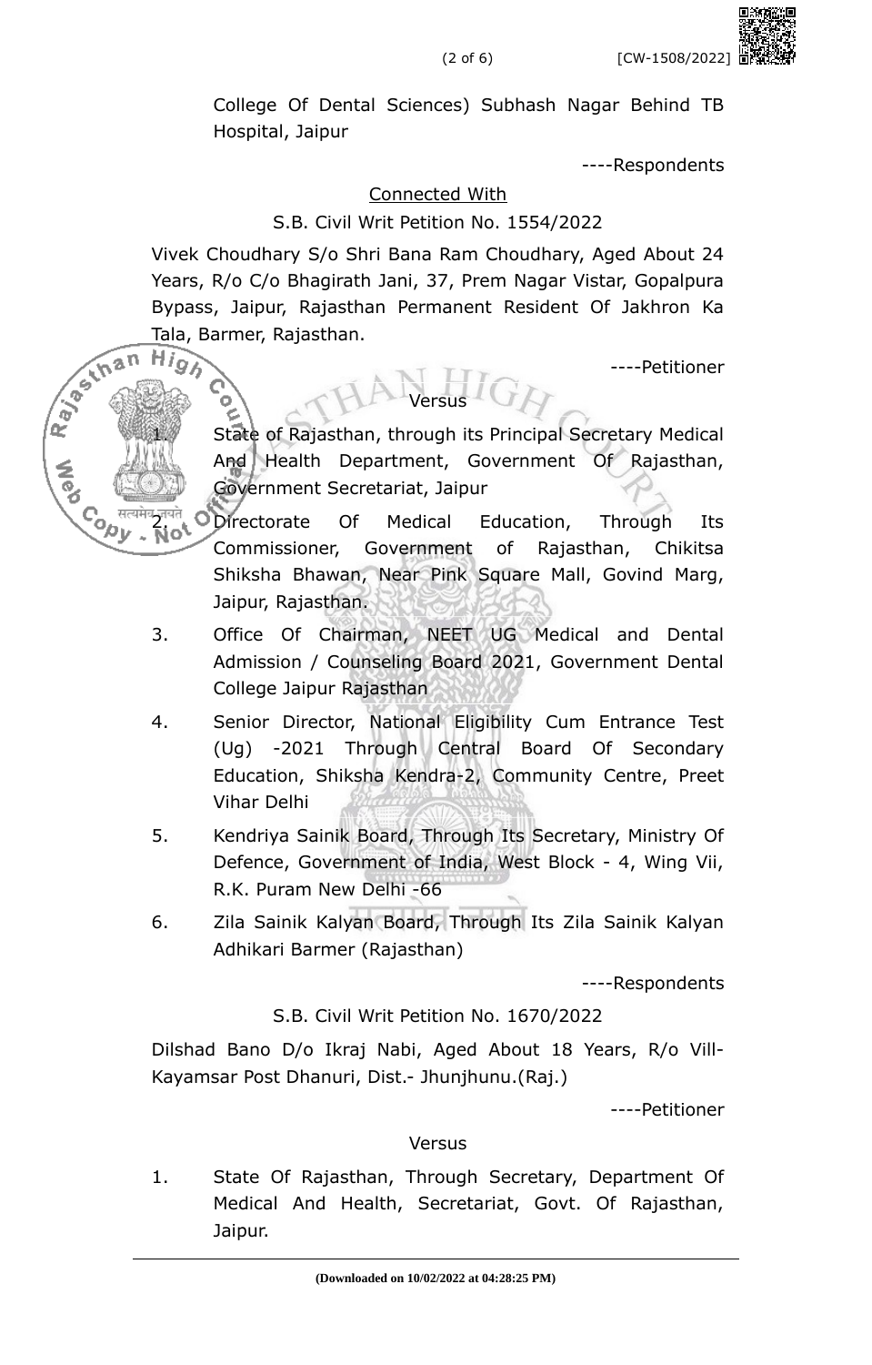College Of Dental Sciences) Subhash Nagar Behind TB Hospital, Jaipur

----Respondents

<u>Connected With</u>

S.B. Civil Writ Petition No. 1554/2022

Vivek Choudhary S/o Shri Bana Ram Choudhary, Aged About 24 Years, R/o C/o Bhagirath Jani, 37, Prem Nagar Vistar, Gopalpura Bypass, Jaipur, Rajasthan Permanent Resident Of Jakhron Ka Tala, Barmer, Rajasthan.

----Petitioner

Versus

1. State of Rajasthan, through its Principal Secretary Medical And Health Department, Government Of Rajasthan, Government Secretariat, Jaipur
2. Directorate Of Medical Education, Through Its Commissioner, Government of Rajasthan, Chikitsa Shiksha Bhawan, Near Pink Square Mall, Govind Marg, Jaipur, Rajasthan.
3. Office Of Chairman, NEET UG Medical and Dental Admission / Counseling Board 2021, Government Dental College Jaipur Rajasthan
4. Senior Director, National Eligibility Cum Entrance Test (Ug) -2021 Through Central Board Of Secondary Education, Shiksha Kendra-2, Community Centre, Preet Vihar Delhi
5. Kendriya Sainik Board, Through Its Secretary, Ministry Of Defence, Government of India, West Block - 4, Wing Vii, R.K. Puram New Delhi -66
6. Zila Sainik Kalyan Board, Through Its Zila Sainik Kalyan Adhikari Barmer (Rajasthan)

----Respondents

S.B. Civil Writ Petition No. 1670/2022

Dilshad Bano D/o Ikraj Nabi, Aged About 18 Years, R/o Vill-Kayamsar Post Dhanuri, Dist.- Jhunjhunu.(Raj.)

----Petitioner

Versus

1. State Of Rajasthan, Through Secretary, Department Of Medical And Health, Secretariat, Govt. Of Rajasthan, Jaipur.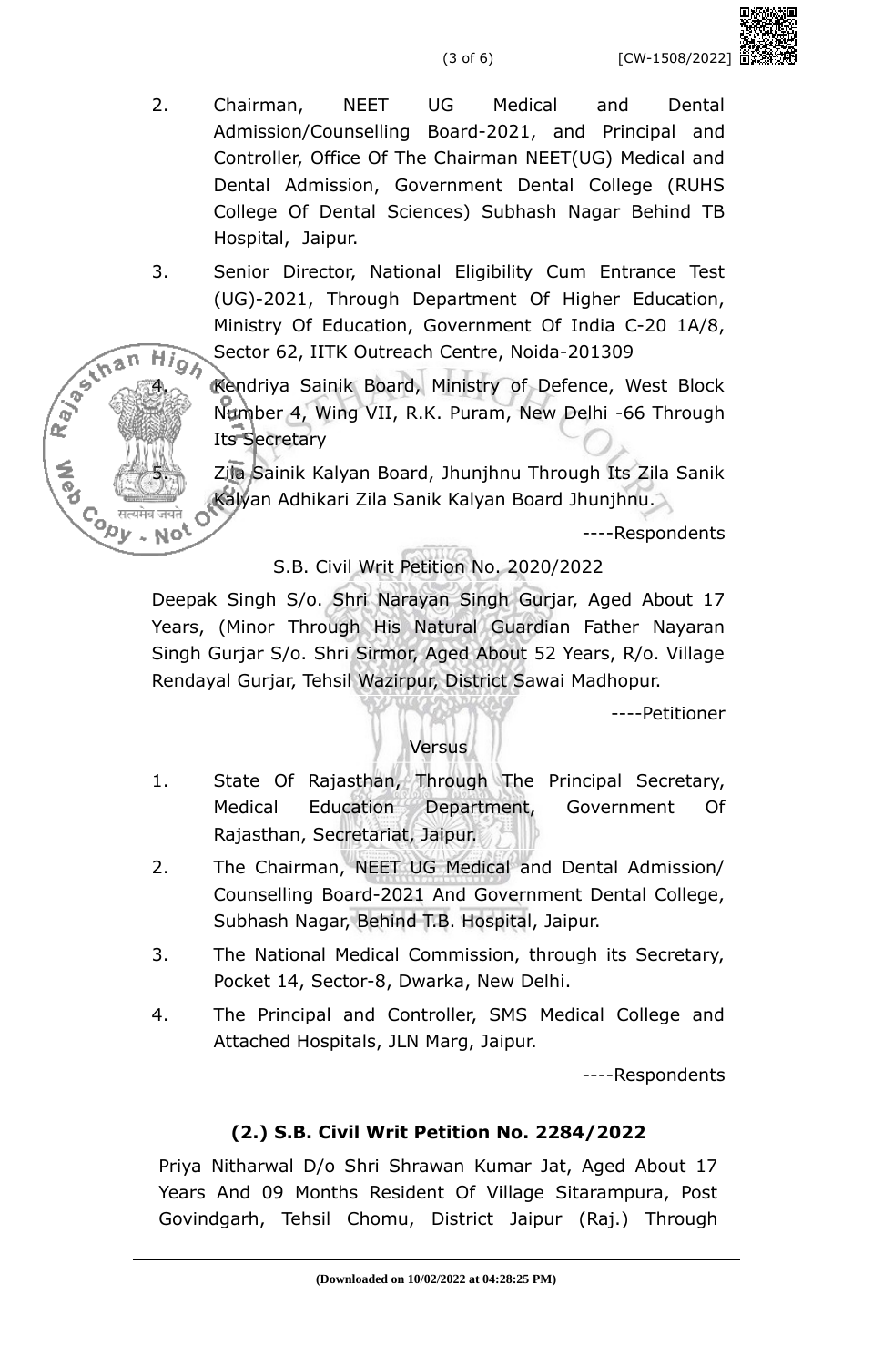2. Chairman, NEET UG Medical and Dental Admission/Counselling Board-2021, and Principal and Controller, Office Of The Chairman NEET(UG) Medical and Dental Admission, Government Dental College (RUHS College Of Dental Sciences) Subhash Nagar Behind TB Hospital, Jaipur.

3. Senior Director, National Eligibility Cum Entrance Test (UG)-2021, Through Department Of Higher Education, Ministry Of Education, Government Of India C-20 1A/8, Sector 62, IITK Outreach Centre, Noida-201309

4. Kendriya Sainik Board, Ministry of Defence, West Block Number 4, Wing VII, R.K. Puram, New Delhi -66 Through Its Secretary

5. Zila Sainik Kalyan Board, Jhunjhnu Through Its Zila Sanik Kalyan Adhikari Zila Sanik Kalyan Board Jhunjhnu.

----Respondents

S.B. Civil Writ Petition No. 2020/2022

Deepak Singh S/o. Shri Narayan Singh Gurjar, Aged About 17 Years, (Minor Through His Natural Guardian Father Nayaran Singh Gurjar S/o. Shri Sirmor, Aged About 52 Years, R/o. Village Rendayal Gurjar, Tehsil Wazirpur, District Sawai Madhopur.

----Petitioner

Versus

1. State Of Rajasthan, Through The Principal Secretary, Medical Education Department, Government Of Rajasthan, Secretariat, Jaipur.

2. The Chairman, NEET UG Medical and Dental Admission/ Counselling Board-2021 And Government Dental College, Subhash Nagar, Behind T.B. Hospital, Jaipur.

3. The National Medical Commission, through its Secretary, Pocket 14, Sector-8, Dwarka, New Delhi.

4. The Principal and Controller, SMS Medical College and Attached Hospitals, JLN Marg, Jaipur.

----Respondents

**(2.) S.B. Civil Writ Petition No. 2284/2022**

Priya Nitharwal D/o Shri Shrawan Kumar Jat, Aged About 17 Years And 09 Months Resident Of Village Sitarampura, Post Govindgarh, Tehsil Chomu, District Jaipur (Raj.) Through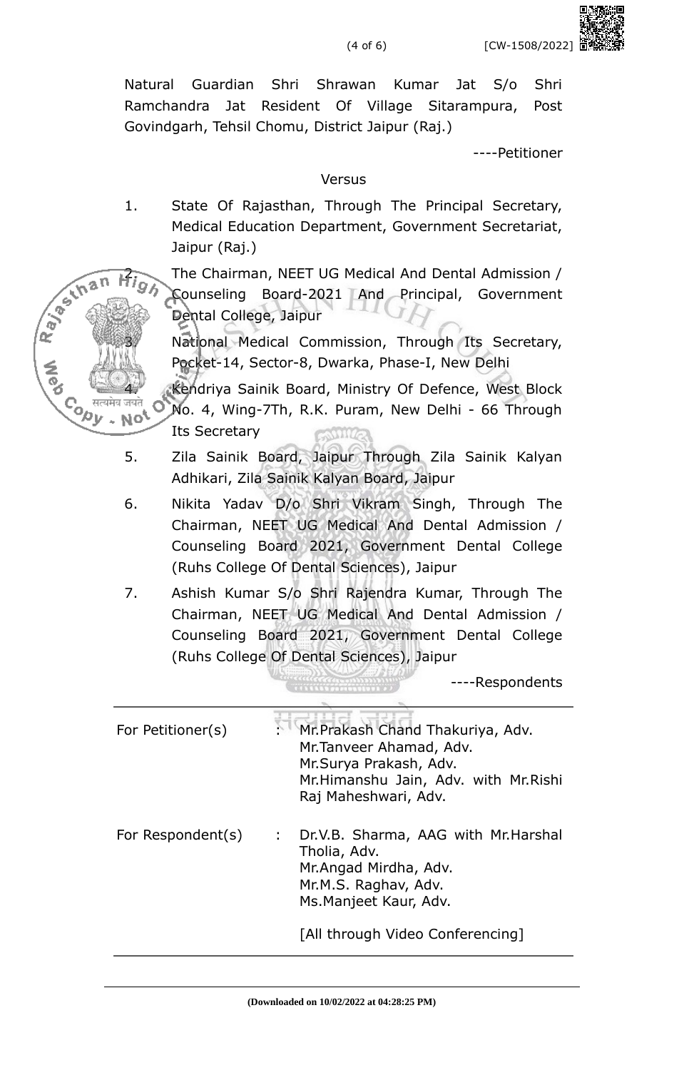Natural Guardian Shri Shrawan Kumar Jat S/o Shri Ramchandra Jat Resident Of Village Sitarampura, Post Govindgarh, Tehsil Chomu, District Jaipur (Raj.)

----Petitioner

Versus

1. State Of Rajasthan, Through The Principal Secretary, Medical Education Department, Government Secretariat, Jaipur (Raj.)
2. The Chairman, NEET UG Medical And Dental Admission / Counseling Board-2021 And Principal, Government Dental College, Jaipur
3. National Medical Commission, Through Its Secretary, Pocket-14, Sector-8, Dwarka, Phase-I, New Delhi
4. Kendriya Sainik Board, Ministry Of Defence, West Block No. 4, Wing-7Th, R.K. Puram, New Delhi - 66 Through Its Secretary
5. Zila Sainik Board, Jaipur Through Zila Sainik Kalyan Adhikari, Zila Sainik Kalyan Board, Jaipur
6. Nikita Yadav D/o Shri Vikram Singh, Through The Chairman, NEET UG Medical And Dental Admission / Counseling Board 2021, Government Dental College (Ruhs College Of Dental Sciences), Jaipur
7. Ashish Kumar S/o Shri Rajendra Kumar, Through The Chairman, NEET UG Medical And Dental Admission / Counseling Board 2021, Government Dental College (Ruhs College Of Dental Sciences), Jaipur

----Respondents

---

For Petitioner(s) : Mr.Prakash Chand Thakuriya, Adv.
Mr.Tanveer Ahamad, Adv.
Mr.Surya Prakash, Adv.
Mr.Himanshu Jain, Adv. with Mr.Rishi Raj Maheshwari, Adv.

For Respondent(s) : Dr.V.B. Sharma, AAG with Mr.Harshal Tholia, Adv.
Mr.Angad Mirdha, Adv.
Mr.M.S. Raghav, Adv.
Ms.Manjeet Kaur, Adv.

[All through Video Conferencing]

---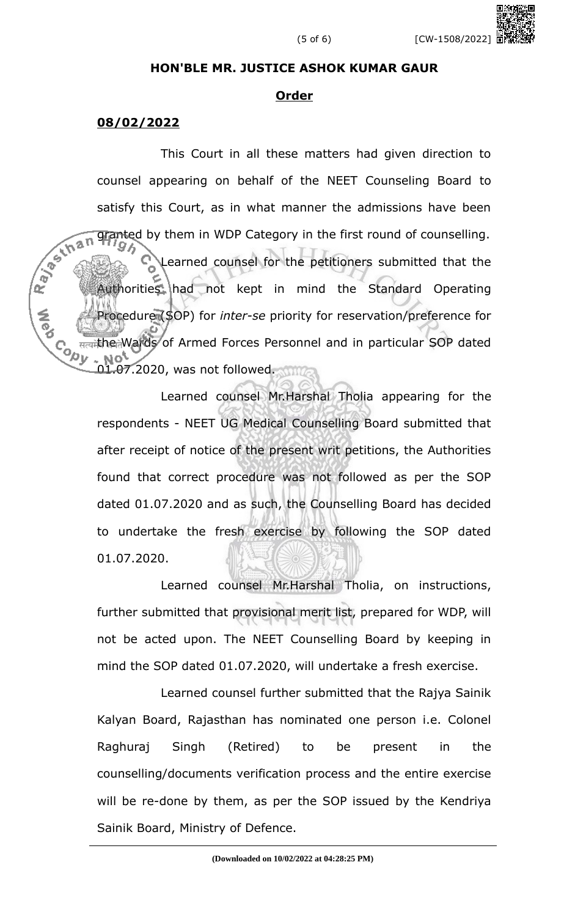**HON'BLE MR. JUSTICE ASHOK KUMAR GAUR**

**Order**

**08/02/2022**

This Court in all these matters had given direction to counsel appearing on behalf of the NEET Counseling Board to satisfy this Court, as in what manner the admissions have been granted by them in WDP Category in the first round of counselling.

Learned counsel for the petitioners submitted that the Authorities had not kept in mind the Standard Operating Procedure (SOP) for *inter-se* priority for reservation/preference for the Wards of Armed Forces Personnel and in particular SOP dated 01.07.2020, was not followed.

Learned counsel Mr.Harshal Tholia appearing for the respondents - NEET UG Medical Counselling Board submitted that after receipt of notice of the present writ petitions, the Authorities found that correct procedure was not followed as per the SOP dated 01.07.2020 and as such, the Counselling Board has decided to undertake the fresh exercise by following the SOP dated 01.07.2020.

Learned counsel Mr.Harshal Tholia, on instructions, further submitted that provisional merit list, prepared for WDP, will not be acted upon. The NEET Counselling Board by keeping in mind the SOP dated 01.07.2020, will undertake a fresh exercise.

Learned counsel further submitted that the Rajya Sainik Kalyan Board, Rajasthan has nominated one person i.e. Colonel Raghuraj Singh (Retired) to be present in the counselling/documents verification process and the entire exercise will be re-done by them, as per the SOP issued by the Kendriya Sainik Board, Ministry of Defence.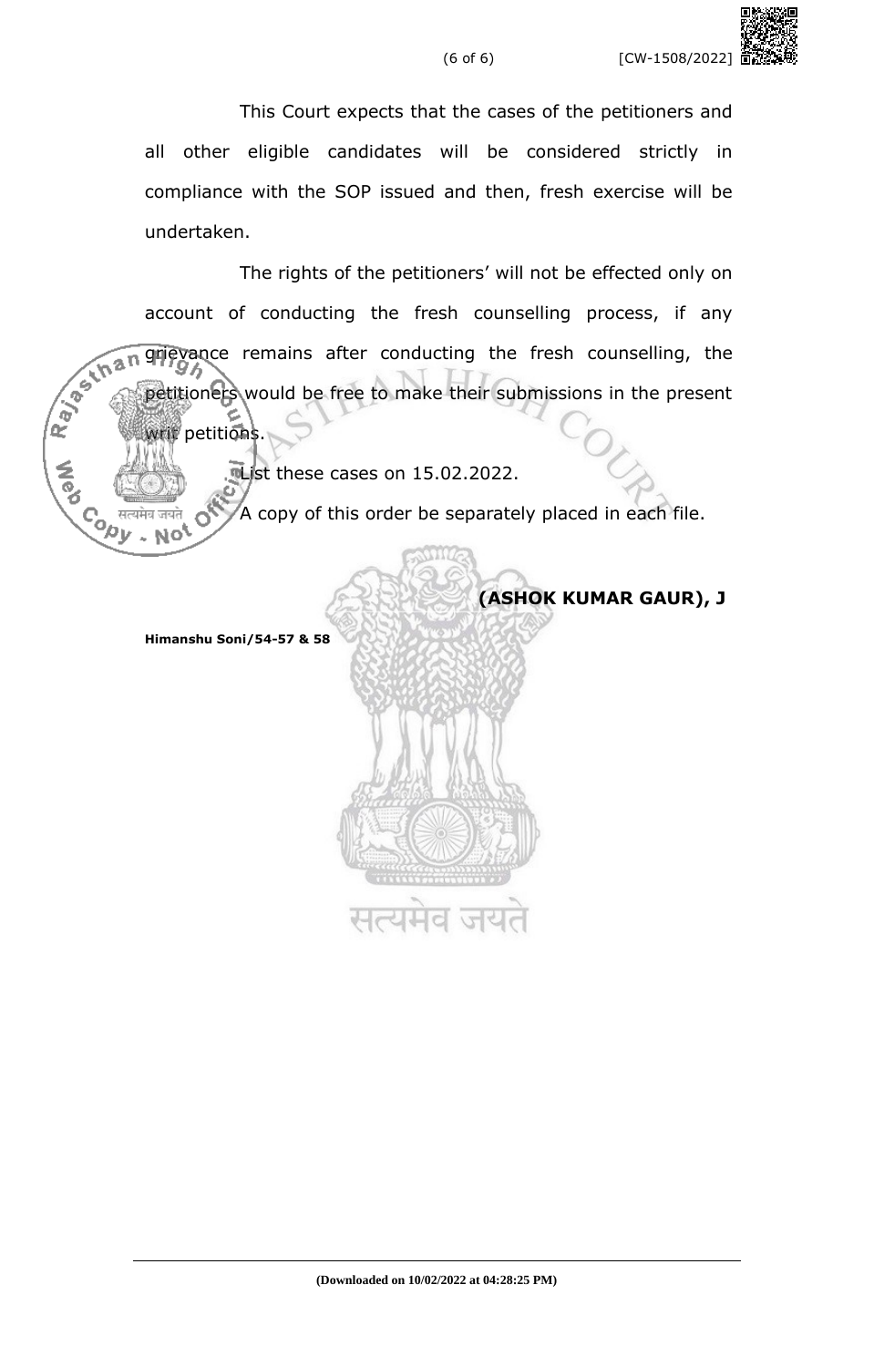This Court expects that the cases of the petitioners and all other eligible candidates will be considered strictly in compliance with the SOP issued and then, fresh exercise will be undertaken.

The rights of the petitioners' will not be effected only on account of conducting the fresh counselling process, if any grievance remains after conducting the fresh counselling, the petitioners would be free to make their submissions in the present writ petitions.

List these cases on 15.02.2022.

A copy of this order be separately placed in each file.

**(ASHOK KUMAR GAUR), J**

**Himanshu Soni/54-57 & 58**